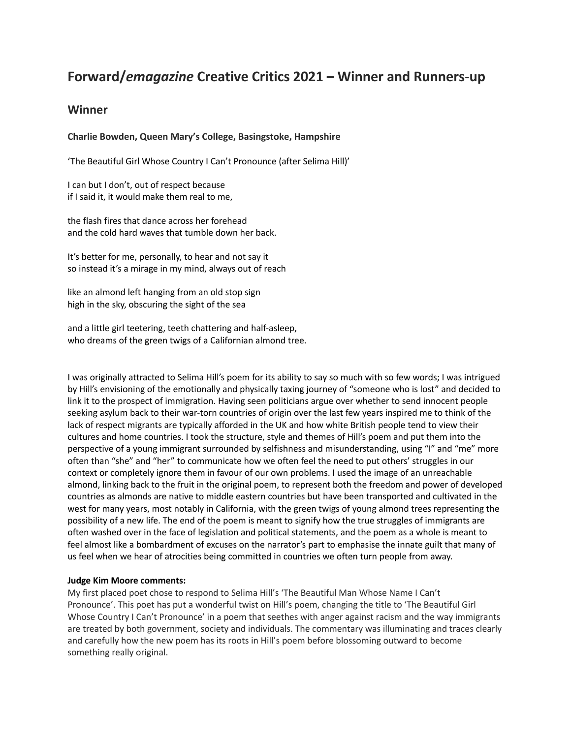# Forward/*emagazine* Creative Critics 2021 – Winner and Runners-up

## Winner

**Charlie Bowden, Queen Mary's College, Basingstoke, Hampshire**

'The Beautiful Girl Whose Country I Can't Pronounce (after Selima Hill)'

I can but I don't, out of respect because  
if I said it, it would make them real to me,

the flash fires that dance across her forehead  
and the cold hard waves that tumble down her back.

It's better for me, personally, to hear and not say it  
so instead it's a mirage in my mind, always out of reach

like an almond left hanging from an old stop sign  
high in the sky, obscuring the sight of the sea

and a little girl teetering, teeth chattering and half-asleep,  
who dreams of the green twigs of a Californian almond tree.

I was originally attracted to Selima Hill's poem for its ability to say so much with so few words; I was intrigued by Hill's envisioning of the emotionally and physically taxing journey of "someone who is lost" and decided to link it to the prospect of immigration. Having seen politicians argue over whether to send innocent people seeking asylum back to their war-torn countries of origin over the last few years inspired me to think of the lack of respect migrants are typically afforded in the UK and how white British people tend to view their cultures and home countries. I took the structure, style and themes of Hill's poem and put them into the perspective of a young immigrant surrounded by selfishness and misunderstanding, using "I" and "me" more often than "she" and "her" to communicate how we often feel the need to put others' struggles in our context or completely ignore them in favour of our own problems. I used the image of an unreachable almond, linking back to the fruit in the original poem, to represent both the freedom and power of developed countries as almonds are native to middle eastern countries but have been transported and cultivated in the west for many years, most notably in California, with the green twigs of young almond trees representing the possibility of a new life. The end of the poem is meant to signify how the true struggles of immigrants are often washed over in the face of legislation and political statements, and the poem as a whole is meant to feel almost like a bombardment of excuses on the narrator's part to emphasise the innate guilt that many of us feel when we hear of atrocities being committed in countries we often turn people from away.

**Judge Kim Moore comments:**  
My first placed poet chose to respond to Selima Hill's 'The Beautiful Man Whose Name I Can't Pronounce'. This poet has put a wonderful twist on Hill's poem, changing the title to 'The Beautiful Girl Whose Country I Can't Pronounce' in a poem that seethes with anger against racism and the way immigrants are treated by both government, society and individuals. The commentary was illuminating and traces clearly and carefully how the new poem has its roots in Hill's poem before blossoming outward to become something really original.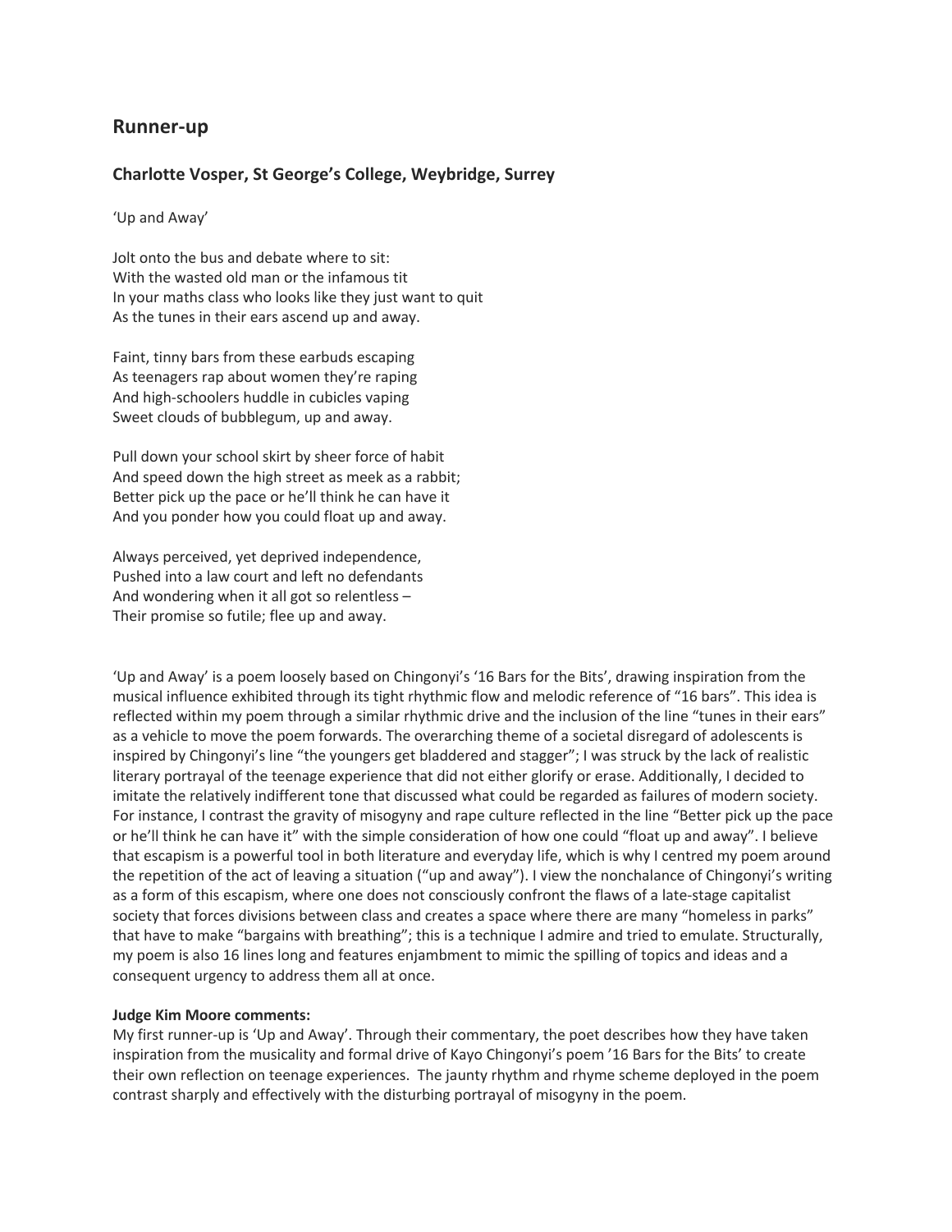## Runner-up

### Charlotte Vosper, St George's College, Weybridge, Surrey

'Up and Away'

Jolt onto the bus and debate where to sit:  
With the wasted old man or the infamous tit  
In your maths class who looks like they just want to quit  
As the tunes in their ears ascend up and away.

Faint, tinny bars from these earbuds escaping  
As teenagers rap about women they're raping  
And high-schoolers huddle in cubicles vaping  
Sweet clouds of bubblegum, up and away.

Pull down your school skirt by sheer force of habit  
And speed down the high street as meek as a rabbit;  
Better pick up the pace or he'll think he can have it  
And you ponder how you could float up and away.

Always perceived, yet deprived independence,  
Pushed into a law court and left no defendants  
And wondering when it all got so relentless –  
Their promise so futile; flee up and away.

'Up and Away' is a poem loosely based on Chingonyi's '16 Bars for the Bits', drawing inspiration from the musical influence exhibited through its tight rhythmic flow and melodic reference of "16 bars". This idea is reflected within my poem through a similar rhythmic drive and the inclusion of the line "tunes in their ears" as a vehicle to move the poem forwards. The overarching theme of a societal disregard of adolescents is inspired by Chingonyi's line "the youngers get bladdered and stagger"; I was struck by the lack of realistic literary portrayal of the teenage experience that did not either glorify or erase. Additionally, I decided to imitate the relatively indifferent tone that discussed what could be regarded as failures of modern society. For instance, I contrast the gravity of misogyny and rape culture reflected in the line "Better pick up the pace or he'll think he can have it" with the simple consideration of how one could "float up and away". I believe that escapism is a powerful tool in both literature and everyday life, which is why I centred my poem around the repetition of the act of leaving a situation ("up and away"). I view the nonchalance of Chingonyi's writing as a form of this escapism, where one does not consciously confront the flaws of a late-stage capitalist society that forces divisions between class and creates a space where there are many "homeless in parks" that have to make "bargains with breathing"; this is a technique I admire and tried to emulate. Structurally, my poem is also 16 lines long and features enjambment to mimic the spilling of topics and ideas and a consequent urgency to address them all at once.

**Judge Kim Moore comments:**  
My first runner-up is 'Up and Away'. Through their commentary, the poet describes how they have taken inspiration from the musicality and formal drive of Kayo Chingonyi's poem '16 Bars for the Bits' to create their own reflection on teenage experiences. The jaunty rhythm and rhyme scheme deployed in the poem contrast sharply and effectively with the disturbing portrayal of misogyny in the poem.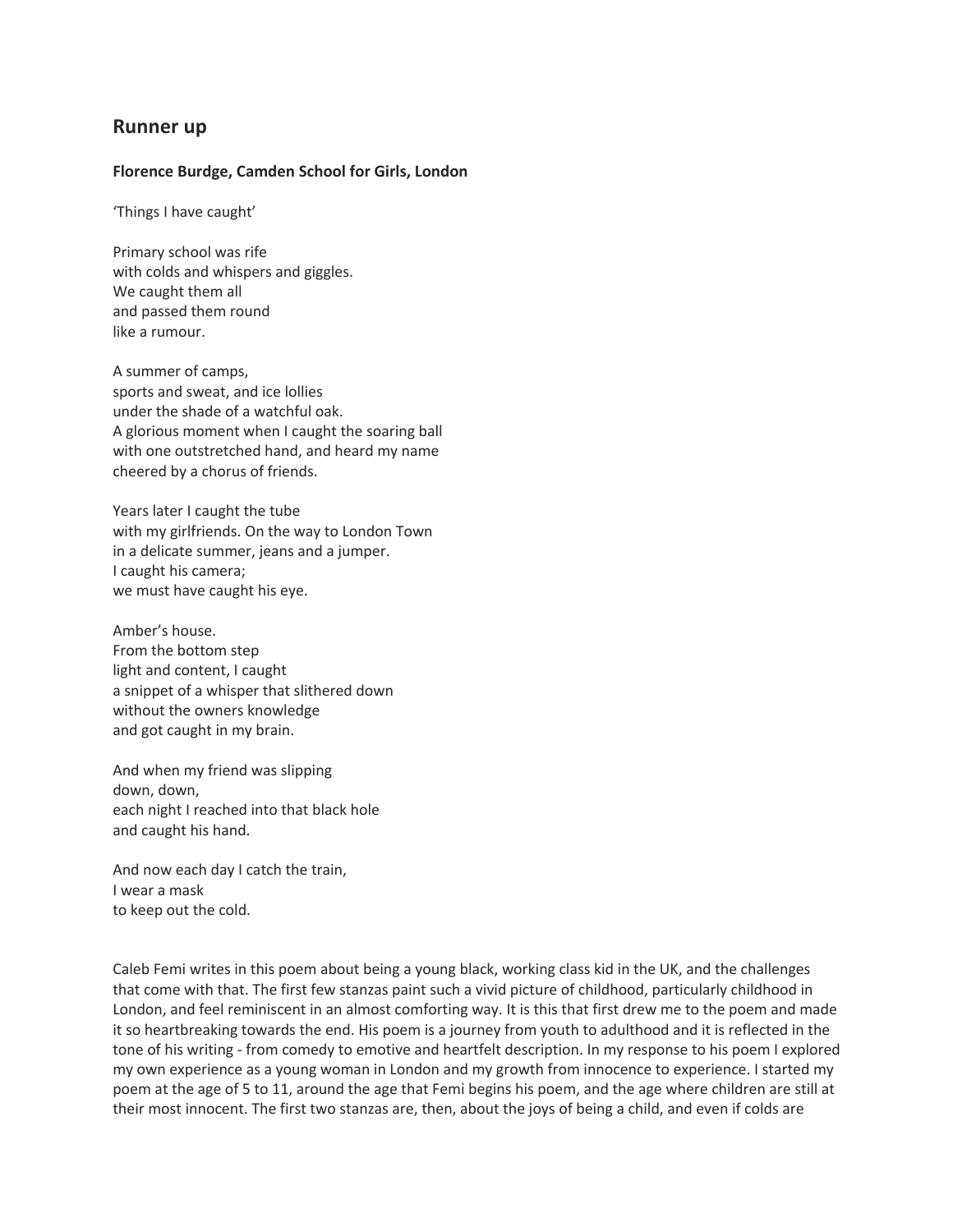## Runner up

**Florence Burdge, Camden School for Girls, London**

'Things I have caught'

Primary school was rife  
with colds and whispers and giggles.  
We caught them all  
and passed them round  
like a rumour.

A summer of camps,  
sports and sweat, and ice lollies  
under the shade of a watchful oak.  
A glorious moment when I caught the soaring ball  
with one outstretched hand, and heard my name  
cheered by a chorus of friends.

Years later I caught the tube  
with my girlfriends. On the way to London Town  
in a delicate summer, jeans and a jumper.  
I caught his camera;  
we must have caught his eye.

Amber's house.  
From the bottom step  
light and content, I caught  
a snippet of a whisper that slithered down  
without the owners knowledge  
and got caught in my brain.

And when my friend was slipping  
down, down,  
each night I reached into that black hole  
and caught his hand.

And now each day I catch the train,  
I wear a mask  
to keep out the cold.

Caleb Femi writes in this poem about being a young black, working class kid in the UK, and the challenges that come with that. The first few stanzas paint such a vivid picture of childhood, particularly childhood in London, and feel reminiscent in an almost comforting way. It is this that first drew me to the poem and made it so heartbreaking towards the end. His poem is a journey from youth to adulthood and it is reflected in the tone of his writing - from comedy to emotive and heartfelt description. In my response to his poem I explored my own experience as a young woman in London and my growth from innocence to experience. I started my poem at the age of 5 to 11, around the age that Femi begins his poem, and the age where children are still at their most innocent. The first two stanzas are, then, about the joys of being a child, and even if colds are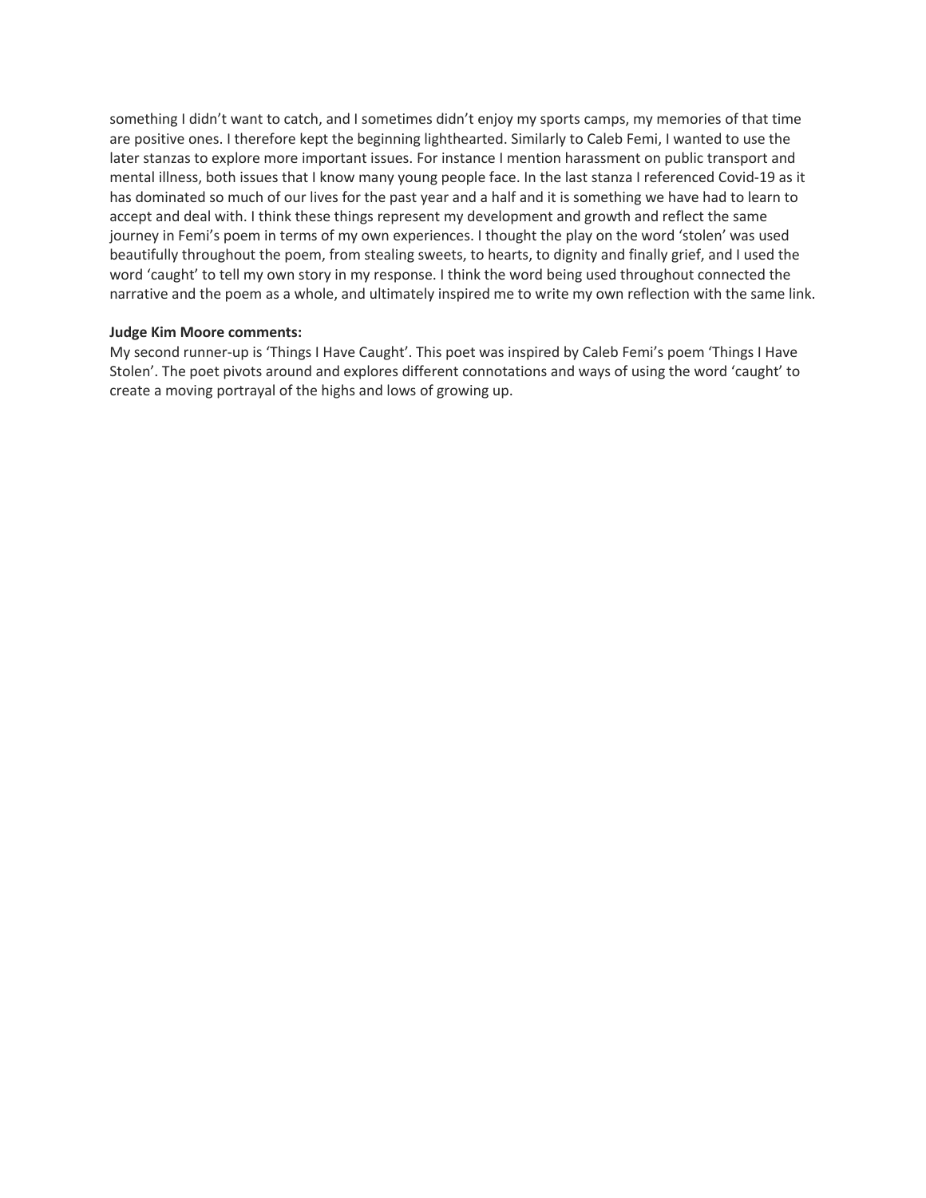something I didn't want to catch, and I sometimes didn't enjoy my sports camps, my memories of that time are positive ones. I therefore kept the beginning lighthearted. Similarly to Caleb Femi, I wanted to use the later stanzas to explore more important issues. For instance I mention harassment on public transport and mental illness, both issues that I know many young people face. In the last stanza I referenced Covid-19 as it has dominated so much of our lives for the past year and a half and it is something we have had to learn to accept and deal with. I think these things represent my development and growth and reflect the same journey in Femi's poem in terms of my own experiences. I thought the play on the word 'stolen' was used beautifully throughout the poem, from stealing sweets, to hearts, to dignity and finally grief, and I used the word 'caught' to tell my own story in my response. I think the word being used throughout connected the narrative and the poem as a whole, and ultimately inspired me to write my own reflection with the same link.

**Judge Kim Moore comments:**
My second runner-up is 'Things I Have Caught'. This poet was inspired by Caleb Femi's poem 'Things I Have Stolen'. The poet pivots around and explores different connotations and ways of using the word 'caught' to create a moving portrayal of the highs and lows of growing up.